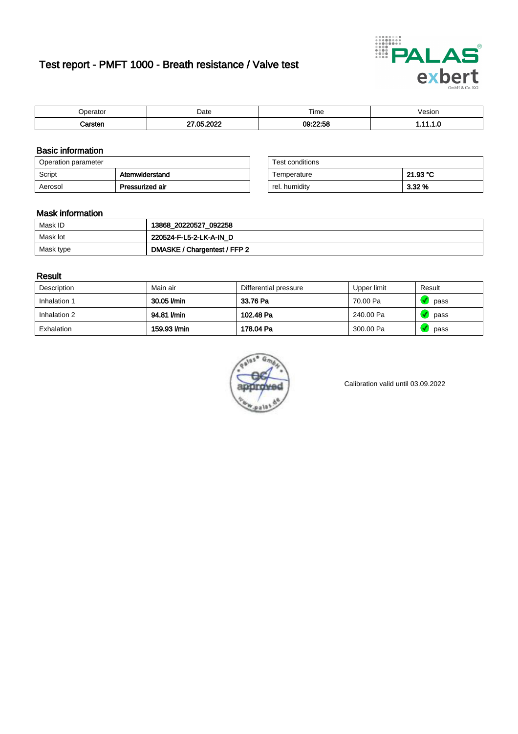# Test report - PMFT 1000 - Breath resistance / Valve test

| Operator | Date | Time | Vesion |
|---|---|---|---|
| **Carsten** | **27.05.2022** | **09:22:58** | **1.11.1.0** |

## Basic information

| Operation parameter | |
|---|---|
| Script | **Atemwiderstand** |
| Aerosol | **Pressurized air** |

| Test conditions | |
|---|---|
| Temperature | **21.93 °C** |
| rel. humidity | **3.32 %** |

## Mask information

| | |
|---|---|
| Mask ID | **13868_20220527_092258** |
| Mask lot | **220524-F-L5-2-LK-A-IN_D** |
| Mask type | **DMASKE / Chargentest / FFP 2** |

## Result

| Description | Main air | Differential pressure | Upper limit | Result |
|---|---|---|---|---|
| Inhalation 1 | **30.05 l/min** | **33.76 Pa** | 70.00 Pa | pass |
| Inhalation 2 | **94.81 l/min** | **102.48 Pa** | 240.00 Pa | pass |
| Exhalation | **159.93 l/min** | **178.04 Pa** | 300.00 Pa | pass |

Calibration valid until 03.09.2022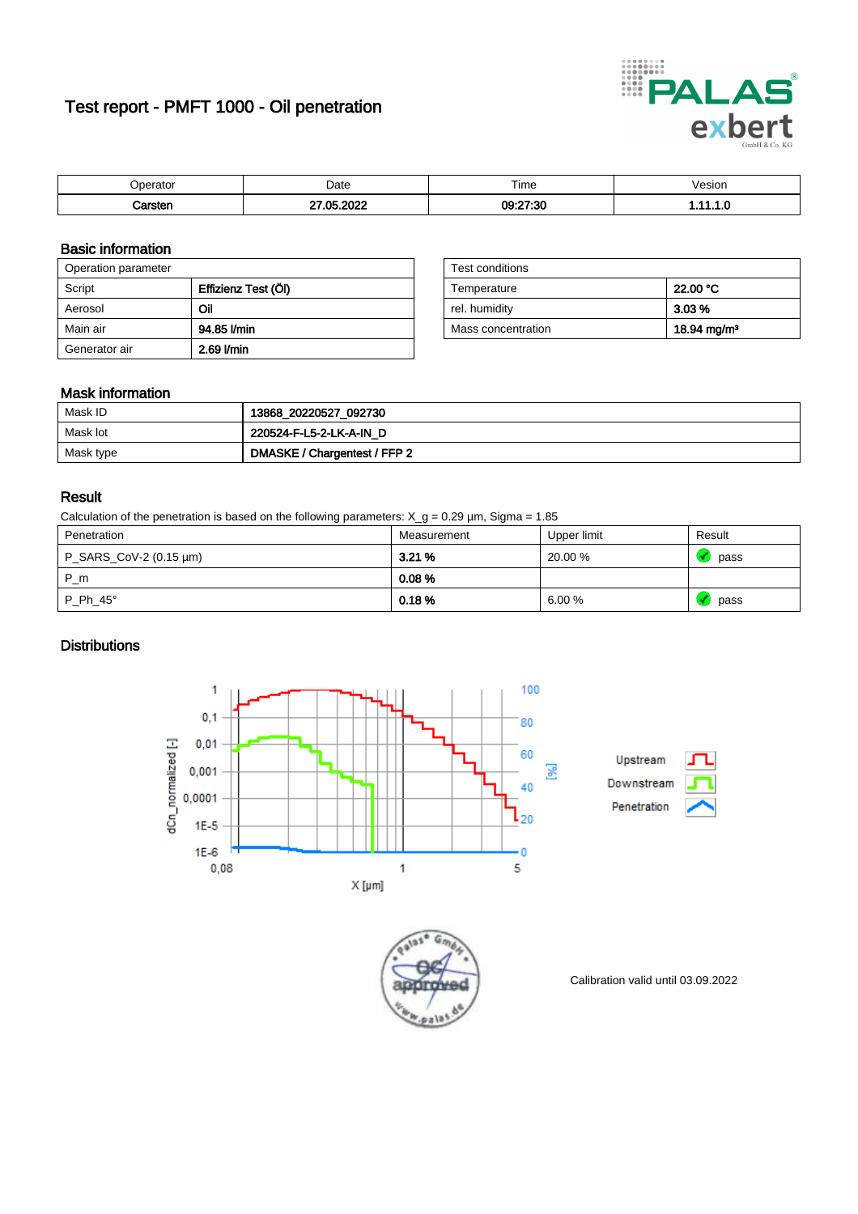# Test report - PMFT 1000 - Oil penetration

PALAS exbert GmbH & Co. KG

| Operator | Date | Time | Vesion |
|---|---|---|---|
| Carsten | 27.05.2022 | 09:27:30 | 1.11.1.0 |

## Basic information

| Operation parameter | |
|---|---|
| Script | Effizienz Test (Öl) |
| Aerosol | Oil |
| Main air | 94.85 l/min |
| Generator air | 2.69 l/min |

| Test conditions | |
|---|---|
| Temperature | 22.00 °C |
| rel. humidity | 3.03 % |
| Mass concentration | 18.94 mg/m³ |

## Mask information

| | |
|---|---|
| Mask ID | 13868_20220527_092730 |
| Mask lot | 220524-F-L5-2-LK-A-IN_D |
| Mask type | DMASKE / Chargentest / FFP 2 |

## Result

Calculation of the penetration is based on the following parameters: X_g = 0.29 µm, Sigma = 1.85

| Penetration | Measurement | Upper limit | Result |
|---|---|---|---|
| P_SARS_CoV-2 (0.15 µm) | 3.21 % | 20.00 % | pass |
| P_m | 0.08 % | | |
| P_Ph_45° | 0.18 % | 6.00 % | pass |

## Distributions

dCn_normalized [-]
1
0,1
0,01
0,001
0,0001
1E-5
1E-6
0,08
1
5
X [µm]
[%]
100
80
60
40
20
0

Upstream
Downstream
Penetration

QC approved
Palas® GmbH
www.palas.de

Calibration valid until 03.09.2022